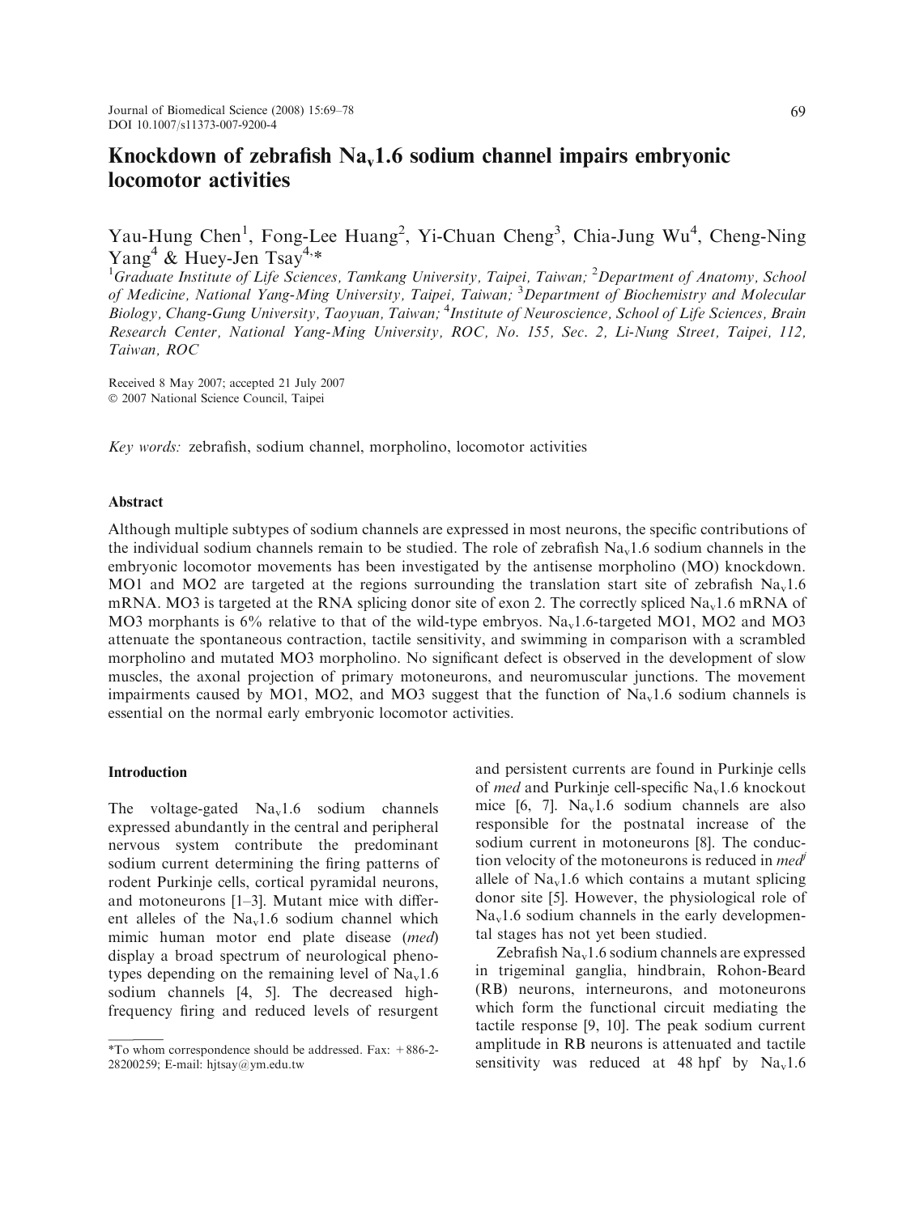# Knockdown of zebrafish $Na_v1.6$ sodium channel impairs embryonic locomotor activities

Yau-Hung Chen[1], Fong-Lee Huang[2], Yi-Chuan Cheng[3], Chia-Jung Wu[4], Cheng-Ning Yang[4] & Huey-Jen Tsay[4,*]

[1]*Graduate Institute of Life Sciences, Tamkang University, Taipei, Taiwan;* [2]*Department of Anatomy, School of Medicine, National Yang-Ming University, Taipei, Taiwan;* [3]*Department of Biochemistry and Molecular Biology, Chang-Gung University, Taoyuan, Taiwan;* [4]*Institute of Neuroscience, School of Life Sciences, Brain Research Center, National Yang-Ming University, ROC, No. 155, Sec. 2, Li-Nung Street, Taipei, 112, Taiwan, ROC*

Received 8 May 2007; accepted 21 July 2007
© 2007 National Science Council, Taipei

*Key words:* zebrafish, sodium channel, morpholino, locomotor activities

## Abstract

Although multiple subtypes of sodium channels are expressed in most neurons, the specific contributions of the individual sodium channels remain to be studied. The role of zebrafish $Na_v1.6$ sodium channels in the embryonic locomotor movements has been investigated by the antisense morpholino (MO) knockdown. MO1 and MO2 are targeted at the regions surrounding the translation start site of zebrafish $Na_v1.6$ mRNA. MO3 is targeted at the RNA splicing donor site of exon 2. The correctly spliced $Na_v1.6$ mRNA of MO3 morphants is 6% relative to that of the wild-type embryos. $Na_v1.6$-targeted MO1, MO2 and MO3 attenuate the spontaneous contraction, tactile sensitivity, and swimming in comparison with a scrambled morpholino and mutated MO3 morpholino. No significant defect is observed in the development of slow muscles, the axonal projection of primary motoneurons, and neuromuscular junctions. The movement impairments caused by MO1, MO2, and MO3 suggest that the function of $Na_v1.6$ sodium channels is essential on the normal early embryonic locomotor activities.

## Introduction

The voltage-gated $Na_v1.6$ sodium channels expressed abundantly in the central and peripheral nervous system contribute the predominant sodium current determining the firing patterns of rodent Purkinje cells, cortical pyramidal neurons, and motoneurons [1–3]. Mutant mice with different alleles of the $Na_v1.6$ sodium channel which mimic human motor end plate disease (*med*) display a broad spectrum of neurological phenotypes depending on the remaining level of $Na_v1.6$ sodium channels [4, 5]. The decreased high-frequency firing and reduced levels of resurgent and persistent currents are found in Purkinje cells of *med* and Purkinje cell-specific $Na_v1.6$ knockout mice [6, 7]. $Na_v1.6$ sodium channels are also responsible for the postnatal increase of the sodium current in motoneurons [8]. The conduction velocity of the motoneurons is reduced in *med*$^{j}$ allele of $Na_v1.6$ which contains a mutant splicing donor site [5]. However, the physiological role of $Na_v1.6$ sodium channels in the early developmental stages has not yet been studied.

Zebrafish $Na_v1.6$ sodium channels are expressed in trigeminal ganglia, hindbrain, Rohon-Beard (RB) neurons, interneurons, and motoneurons which form the functional circuit mediating the tactile response [9, 10]. The peak sodium current amplitude in RB neurons is attenuated and tactile sensitivity was reduced at 48 hpf by $Na_v1.6$

*To whom correspondence should be addressed. Fax: +886-2-28200259; E-mail: hjtsay@ym.edu.tw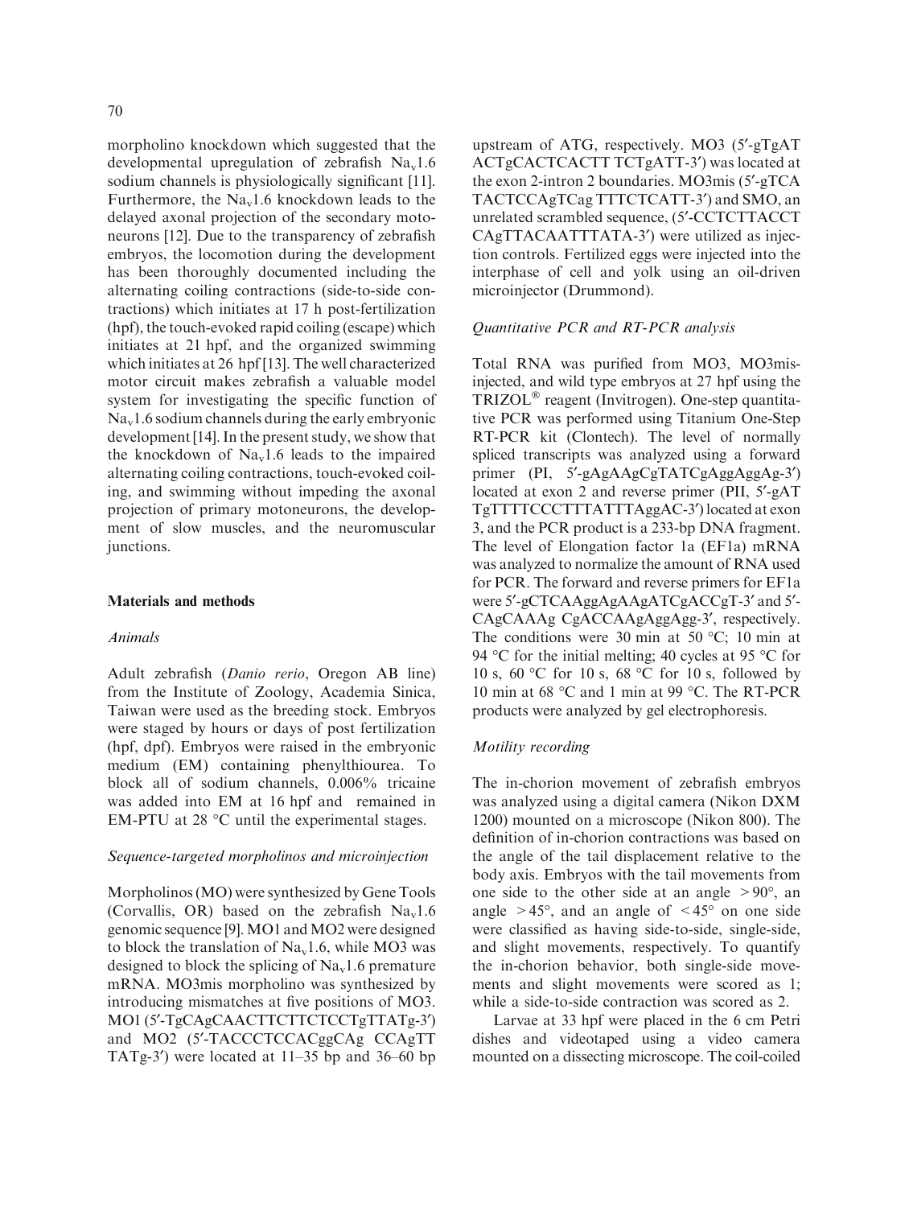morpholino knockdown which suggested that the developmental upregulation of zebrafish $Na_v1.6$ sodium channels is physiologically significant [11]. Furthermore, the $Na_v1.6$ knockdown leads to the delayed axonal projection of the secondary motoneurons [12]. Due to the transparency of zebrafish embryos, the locomotion during the development has been thoroughly documented including the alternating coiling contractions (side-to-side contractions) which initiates at 17 h post-fertilization (hpf), the touch-evoked rapid coiling (escape) which initiates at 21 hpf, and the organized swimming which initiates at 26 hpf [13]. The well characterized motor circuit makes zebrafish a valuable model system for investigating the specific function of $Na_v1.6$ sodium channels during the early embryonic development [14]. In the present study, we show that the knockdown of $Na_v1.6$ leads to the impaired alternating coiling contractions, touch-evoked coiling, and swimming without impeding the axonal projection of primary motoneurons, the development of slow muscles, and the neuromuscular junctions.

## Materials and methods

### *Animals*

Adult zebrafish (*Danio rerio*, Oregon AB line) from the Institute of Zoology, Academia Sinica, Taiwan were used as the breeding stock. Embryos were staged by hours or days of post fertilization (hpf, dpf). Embryos were raised in the embryonic medium (EM) containing phenylthiourea. To block all of sodium channels, 0.006% tricaine was added into EM at 16 hpf and remained in EM-PTU at 28 °C until the experimental stages.

### *Sequence-targeted morpholinos and microinjection*

Morpholinos (MO) were synthesized by Gene Tools (Corvallis, OR) based on the zebrafish $Na_v1.6$ genomic sequence [9]. MO1 and MO2 were designed to block the translation of $Na_v1.6$, while MO3 was designed to block the splicing of $Na_v1.6$ premature mRNA. MO3mis morpholino was synthesized by introducing mismatches at five positions of MO3. MO1 (5′-TgCAgCAACTTCTTCTCCTgTTATg-3′) and MO2 (5′-TACCCTCCACggCAg CCAgTT TATg-3′) were located at 11–35 bp and 36–60 bp upstream of ATG, respectively. MO3 (5′-gTgAT ACTgCACTCACTT TCTgATT-3′) was located at the exon 2-intron 2 boundaries. MO3mis (5′-gTCA TACTCCAgTCag TTTCTCATT-3′) and SMO, an unrelated scrambled sequence, (5′-CCTCTTACCT CAgTTACAATTTATA-3′) were utilized as injection controls. Fertilized eggs were injected into the interphase of cell and yolk using an oil-driven microinjector (Drummond).

### *Quantitative PCR and RT-PCR analysis*

Total RNA was purified from MO3, MO3mis-injected, and wild type embryos at 27 hpf using the TRIZOL® reagent (Invitrogen). One-step quantitative PCR was performed using Titanium One-Step RT-PCR kit (Clontech). The level of normally spliced transcripts was analyzed using a forward primer (PI, 5′-gAgAAgCgTATCgAggAggAg-3′) located at exon 2 and reverse primer (PII, 5′-gAT TgTTTTCCCTTTATTTAggAC-3′) located at exon 3, and the PCR product is a 233-bp DNA fragment. The level of Elongation factor 1a (EF1a) mRNA was analyzed to normalize the amount of RNA used for PCR. The forward and reverse primers for EF1a were 5′-gCTCAAggAgAAgATCgACCgT-3′ and 5′-CAgCAAAg CgACCAAgAggAgg-3′, respectively. The conditions were 30 min at 50 °C; 10 min at 94 °C for the initial melting; 40 cycles at 95 °C for 10 s, 60 °C for 10 s, 68 °C for 10 s, followed by 10 min at 68 °C and 1 min at 99 °C. The RT-PCR products were analyzed by gel electrophoresis.

### *Motility recording*

The in-chorion movement of zebrafish embryos was analyzed using a digital camera (Nikon DXM 1200) mounted on a microscope (Nikon 800). The definition of in-chorion contractions was based on the angle of the tail displacement relative to the body axis. Embryos with the tail movements from one side to the other side at an angle $>90°$, an angle $>45°$, and an angle of $<45°$ on one side were classified as having side-to-side, single-side, and slight movements, respectively. To quantify the in-chorion behavior, both single-side movements and slight movements were scored as 1; while a side-to-side contraction was scored as 2.

Larvae at 33 hpf were placed in the 6 cm Petri dishes and videotaped using a video camera mounted on a dissecting microscope. The coil-coiled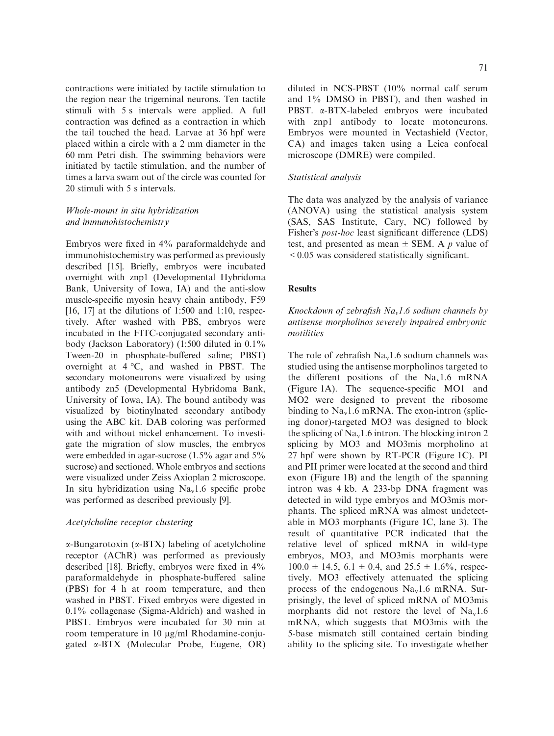contractions were initiated by tactile stimulation to the region near the trigeminal neurons. Ten tactile stimuli with 5 s intervals were applied. A full contraction was defined as a contraction in which the tail touched the head. Larvae at 36 hpf were placed within a circle with a 2 mm diameter in the 60 mm Petri dish. The swimming behaviors were initiated by tactile stimulation, and the number of times a larva swam out of the circle was counted for 20 stimuli with 5 s intervals.

### *Whole-mount in situ hybridization and immunohistochemistry*

Embryos were fixed in 4% paraformaldehyde and immunohistochemistry was performed as previously described [15]. Briefly, embryos were incubated overnight with znp1 (Developmental Hybridoma Bank, University of Iowa, IA) and the anti-slow muscle-specific myosin heavy chain antibody, F59 [16, 17] at the dilutions of 1:500 and 1:10, respectively. After washed with PBS, embryos were incubated in the FITC-conjugated secondary antibody (Jackson Laboratory) (1:500 diluted in 0.1% Tween-20 in phosphate-buffered saline; PBST) overnight at 4 °C, and washed in PBST. The secondary motoneurons were visualized by using antibody zn5 (Developmental Hybridoma Bank, University of Iowa, IA). The bound antibody was visualized by biotinylnated secondary antibody using the ABC kit. DAB coloring was performed with and without nickel enhancement. To investigate the migration of slow muscles, the embryos were embedded in agar-sucrose (1.5% agar and 5% sucrose) and sectioned. Whole embryos and sections were visualized under Zeiss Axioplan 2 microscope. In situ hybridization using $Na_v1.6$ specific probe was performed as described previously [9].

### *Acetylcholine receptor clustering*

α-Bungarotoxin (α-BTX) labeling of acetylcholine receptor (AChR) was performed as previously described [18]. Briefly, embryos were fixed in 4% paraformaldehyde in phosphate-buffered saline (PBS) for 4 h at room temperature, and then washed in PBST. Fixed embryos were digested in 0.1% collagenase (Sigma-Aldrich) and washed in PBST. Embryos were incubated for 30 min at room temperature in 10 μg/ml Rhodamine-conjugated α-BTX (Molecular Probe, Eugene, OR) diluted in NCS-PBST (10% normal calf serum and 1% DMSO in PBST), and then washed in PBST. α-BTX-labeled embryos were incubated with znp1 antibody to locate motoneurons. Embryos were mounted in Vectashield (Vector, CA) and images taken using a Leica confocal microscope (DMRE) were compiled.

### *Statistical analysis*

The data was analyzed by the analysis of variance (ANOVA) using the statistical analysis system (SAS, SAS Institute, Cary, NC) followed by Fisher's *post-hoc* least significant difference (LDS) test, and presented as mean ± SEM. A $p$ value of $<0.05$ was considered statistically significant.

## Results

### *Knockdown of zebrafish $Na_v1.6$ sodium channels by antisense morpholinos severely impaired embryonic motilities*

The role of zebrafish $Na_v1.6$ sodium channels was studied using the antisense morpholinos targeted to the different positions of the $Na_v1.6$ mRNA (Figure 1A). The sequence-specific MO1 and MO2 were designed to prevent the ribosome binding to $Na_v1.6$ mRNA. The exon-intron (splicing donor)-targeted MO3 was designed to block the splicing of $Na_v1.6$ intron. The blocking intron 2 splicing by MO3 and MO3mis morpholino at 27 hpf were shown by RT-PCR (Figure 1C). PI and PII primer were located at the second and third exon (Figure 1B) and the length of the spanning intron was 4 kb. A 233-bp DNA fragment was detected in wild type embryos and MO3mis morphants. The spliced mRNA was almost undetectable in MO3 morphants (Figure 1C, lane 3). The result of quantitative PCR indicated that the relative level of spliced mRNA in wild-type embryos, MO3, and MO3mis morphants were $100.0 \pm 14.5$, $6.1 \pm 0.4$, and $25.5 \pm 1.6\%$, respectively. MO3 effectively attenuated the splicing process of the endogenous $Na_v1.6$ mRNA. Surprisingly, the level of spliced mRNA of MO3mis morphants did not restore the level of $Na_v1.6$ mRNA, which suggests that MO3mis with the 5-base mismatch still contained certain binding ability to the splicing site. To investigate whether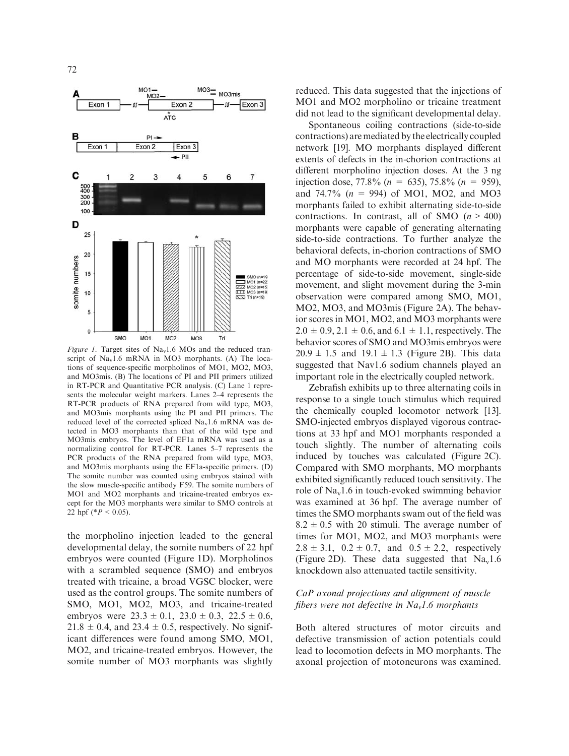*Figure 1*. Target sites of $Na_v1.6$ MOs and the reduced transcript of $Na_v1.6$ mRNA in MO3 morphants. (A) The locations of sequence-specific morpholinos of MO1, MO2, MO3, and MO3mis. (B) The locations of PI and PII primers utilized in RT-PCR and Quantitative PCR analysis. (C) Lane 1 represents the molecular weight markers. Lanes 2–4 represents the RT-PCR products of RNA prepared from wild type, MO3, and MO3mis morphants using the PI and PII primers. The reduced level of the corrected spliced $Na_v1.6$ mRNA was detected in MO3 morphants than that of the wild type and MO3mis embryos. The level of EF1a mRNA was used as a normalizing control for RT-PCR. Lanes 5–7 represents the PCR products of the RNA prepared from wild type, MO3, and MO3mis morphants using the EF1a-specific primers. (D) The somite number was counted using embryos stained with the slow muscle-specific antibody F59. The somite numbers of MO1 and MO2 morphants and tricaine-treated embryos except for the MO3 morphants were similar to SMO controls at 22 hpf (\*$P < 0.05$).

the morpholino injection leaded to the general developmental delay, the somite numbers of 22 hpf embryos were counted (Figure 1D). Morpholinos with a scrambled sequence (SMO) and embryos treated with tricaine, a broad VGSC blocker, were used as the control groups. The somite numbers of SMO, MO1, MO2, MO3, and tricaine-treated embryos were $23.3 \pm 0.1$, $23.0 \pm 0.3$, $22.5 \pm 0.6$, $21.8 \pm 0.4$, and $23.4 \pm 0.5$, respectively. No significant differences were found among SMO, MO1, MO2, and tricaine-treated embryos. However, the somite number of MO3 morphants was slightly reduced. This data suggested that the injections of MO1 and MO2 morpholino or tricaine treatment did not lead to the significant developmental delay.

Spontaneous coiling contractions (side-to-side contractions) are mediated by the electrically coupled network [19]. MO morphants displayed different extents of defects in the in-chorion contractions at different morpholino injection doses. At the 3 ng injection dose, 77.8% ($n = 635$), 75.8% ($n = 959$), and 74.7% ($n = 994$) of MO1, MO2, and MO3 morphants failed to exhibit alternating side-to-side contractions. In contrast, all of SMO ($n > 400$) morphants were capable of generating alternating side-to-side contractions. To further analyze the behavioral defects, in-chorion contractions of SMO and MO morphants were recorded at 24 hpf. The percentage of side-to-side movement, single-side movement, and slight movement during the 3-min observation were compared among SMO, MO1, MO2, MO3, and MO3mis (Figure 2A). The behavior scores in MO1, MO2, and MO3 morphants were $2.0 \pm 0.9$, $2.1 \pm 0.6$, and $6.1 \pm 1.1$, respectively. The behavior scores of SMO and MO3mis embryos were $20.9 \pm 1.5$ and $19.1 \pm 1.3$ (Figure 2B). This data suggested that Nav1.6 sodium channels played an important role in the electrically coupled network.

Zebrafish exhibits up to three alternating coils in response to a single touch stimulus which required the chemically coupled locomotor network [13]. SMO-injected embryos displayed vigorous contractions at 33 hpf and MO1 morphants responded a touch slightly. The number of alternating coils induced by touches was calculated (Figure 2C). Compared with SMO morphants, MO morphants exhibited significantly reduced touch sensitivity. The role of $Na_v1.6$ in touch-evoked swimming behavior was examined at 36 hpf. The average number of times the SMO morphants swam out of the field was $8.2 \pm 0.5$ with 20 stimuli. The average number of times for MO1, MO2, and MO3 morphants were $2.8 \pm 3.1$, $0.2 \pm 0.7$, and $0.5 \pm 2.2$, respectively (Figure 2D). These data suggested that $Na_v1.6$ knockdown also attenuated tactile sensitivity.

### *CaP axonal projections and alignment of muscle fibers were not defective in $Na_v1.6$ morphants*

Both altered structures of motor circuits and defective transmission of action potentials could lead to locomotion defects in MO morphants. The axonal projection of motoneurons was examined.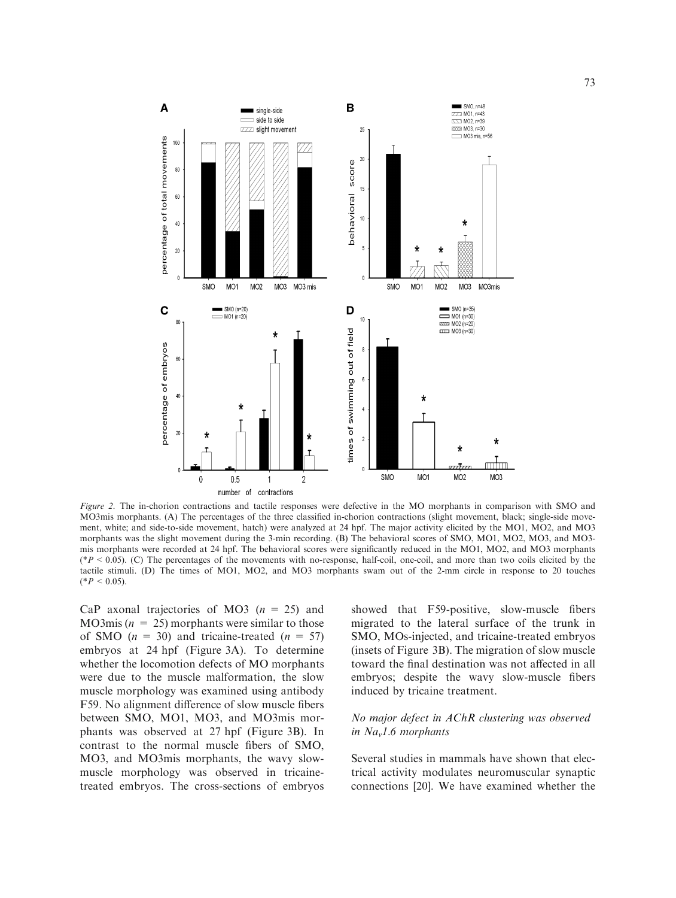*Figure 2.* The in-chorion contractions and tactile responses were defective in the MO morphants in comparison with SMO and MO3mis morphants. (A) The percentages of the three classified in-chorion contractions (slight movement, black; single-side movement, white; and side-to-side movement, hatch) were analyzed at 24 hpf. The major activity elicited by the MO1, MO2, and MO3 morphants was the slight movement during the 3-min recording. (B) The behavioral scores of SMO, MO1, MO2, MO3, and MO3-mis morphants were recorded at 24 hpf. The behavioral scores were significantly reduced in the MO1, MO2, and MO3 morphants (* $P < 0.05$). (C) The percentages of the movements with no-response, half-coil, one-coil, and more than two coils elicited by the tactile stimuli. (D) The times of MO1, MO2, and MO3 morphants swam out of the 2-mm circle in response to 20 touches (* $P < 0.05$).

CaP axonal trajectories of MO3 ($n = 25$) and MO3mis ($n = 25$) morphants were similar to those of SMO ($n = 30$) and tricaine-treated ($n = 57$) embryos at 24 hpf (Figure 3A). To determine whether the locomotion defects of MO morphants were due to the muscle malformation, the slow muscle morphology was examined using antibody F59. No alignment difference of slow muscle fibers between SMO, MO1, MO3, and MO3mis morphants was observed at 27 hpf (Figure 3B). In contrast to the normal muscle fibers of SMO, MO3, and MO3mis morphants, the wavy slow-muscle morphology was observed in tricaine-treated embryos. The cross-sections of embryos showed that F59-positive, slow-muscle fibers migrated to the lateral surface of the trunk in SMO, MOs-injected, and tricaine-treated embryos (insets of Figure 3B). The migration of slow muscle toward the final destination was not affected in all embryos; despite the wavy slow-muscle fibers induced by tricaine treatment.

### *No major defect in AChR clustering was observed in $Na_v1.6$ morphants*

Several studies in mammals have shown that electrical activity modulates neuromuscular synaptic connections [20]. We have examined whether the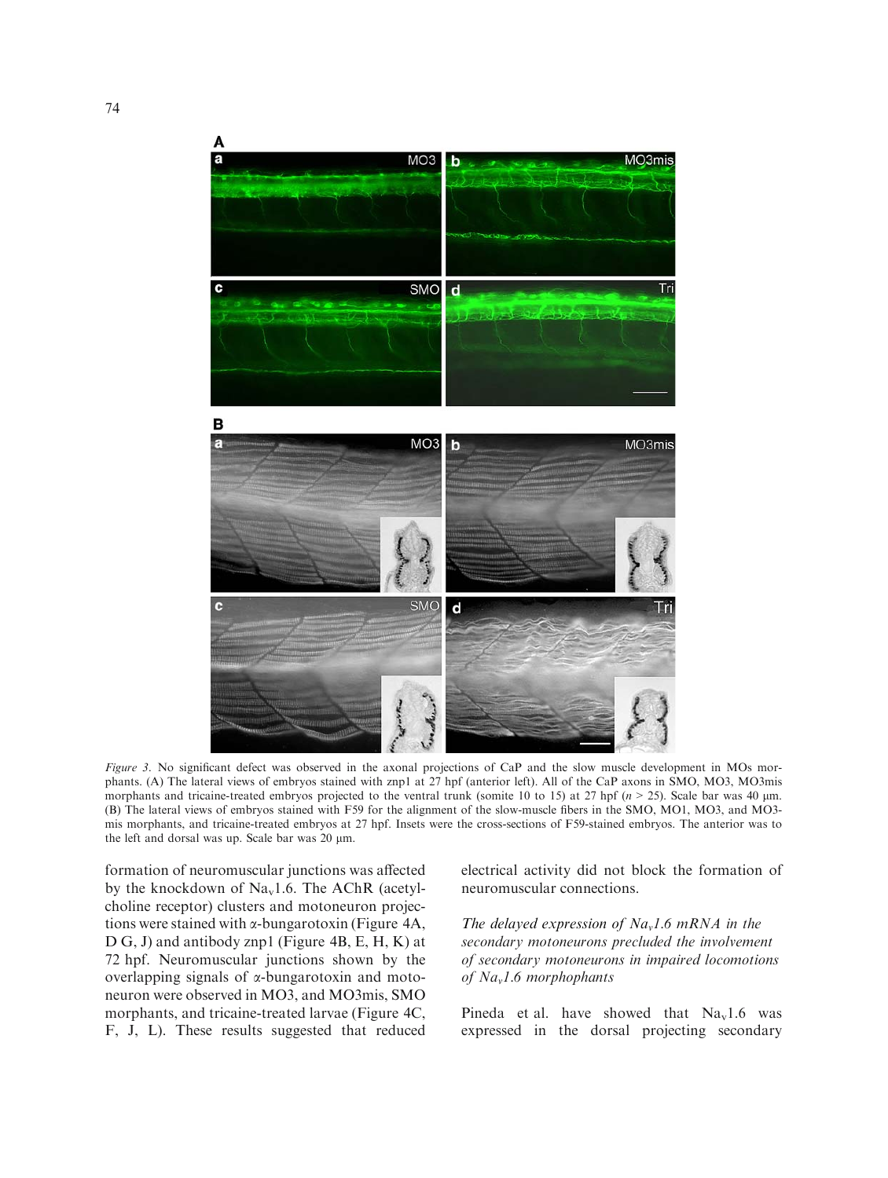*Figure 3.* No significant defect was observed in the axonal projections of CaP and the slow muscle development in MOs morphants. (A) The lateral views of embryos stained with znp1 at 27 hpf (anterior left). All of the CaP axons in SMO, MO3, MO3mis morphants and tricaine-treated embryos projected to the ventral trunk (somite 10 to 15) at 27 hpf ($n > 25$). Scale bar was 40 μm. (B) The lateral views of embryos stained with F59 for the alignment of the slow-muscle fibers in the SMO, MO1, MO3, and MO3-mis morphants, and tricaine-treated embryos at 27 hpf. Insets were the cross-sections of F59-stained embryos. The anterior was to the left and dorsal was up. Scale bar was 20 μm.

formation of neuromuscular junctions was affected by the knockdown of $Na_v1.6$. The AChR (acetylcholine receptor) clusters and motoneuron projections were stained with α-bungarotoxin (Figure 4A, D G, J) and antibody znp1 (Figure 4B, E, H, K) at 72 hpf. Neuromuscular junctions shown by the overlapping signals of α-bungarotoxin and motoneuron were observed in MO3, and MO3mis, SMO morphants, and tricaine-treated larvae (Figure 4C, F, J, L). These results suggested that reduced electrical activity did not block the formation of neuromuscular connections.

*The delayed expression of $Na_v1.6$ mRNA in the secondary motoneurons precluded the involvement of secondary motoneurons in impaired locomotions of $Na_v1.6$ morphophants*

Pineda et al. have showed that $Na_v1.6$ was expressed in the dorsal projecting secondary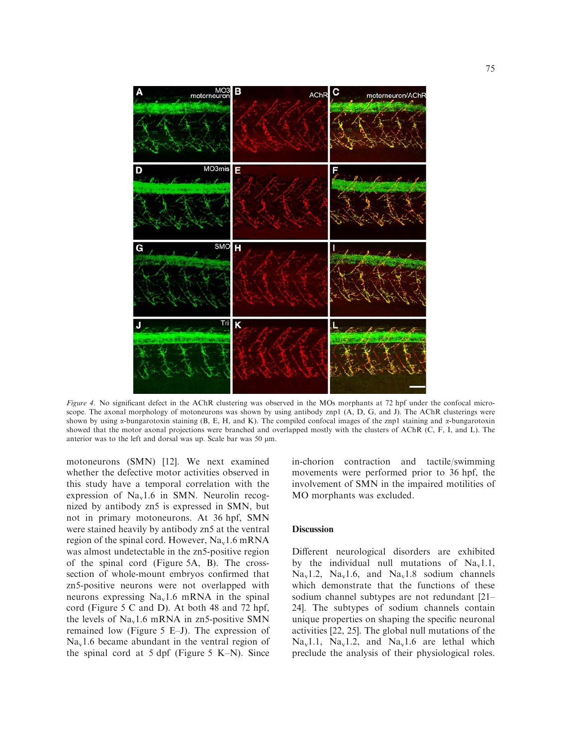*Figure 4*. No significant defect in the AChR clustering was observed in the MOs morphants at 72 hpf under the confocal microscope. The axonal morphology of motoneurons was shown by using antibody znp1 (A, D, G, and J). The AChR clusterings were shown by using α-bungarotoxin staining (B, E, H, and K). The compiled confocal images of the znp1 staining and α-bungarotoxin showed that the motor axonal projections were branched and overlapped mostly with the clusters of AChR (C, F, I, and L). The anterior was to the left and dorsal was up. Scale bar was 50 μm.

motoneurons (SMN) [12]. We next examined whether the defective motor activities observed in this study have a temporal correlation with the expression of $Na_v1.6$ in SMN. Neurolin recognized by antibody zn5 is expressed in SMN, but not in primary motoneurons. At 36 hpf, SMN were stained heavily by antibody zn5 at the ventral region of the spinal cord. However, $Na_v1.6$ mRNA was almost undetectable in the zn5-positive region of the spinal cord (Figure 5A, B). The cross-section of whole-mount embryos confirmed that zn5-positive neurons were not overlapped with neurons expressing $Na_v1.6$ mRNA in the spinal cord (Figure 5 C and D). At both 48 and 72 hpf, the levels of $Na_v1.6$ mRNA in zn5-positive SMN remained low (Figure 5 E–J). The expression of $Na_v1.6$ became abundant in the ventral region of the spinal cord at 5 dpf (Figure 5 K–N). Since in-chorion contraction and tactile/swimming movements were performed prior to 36 hpf, the involvement of SMN in the impaired motilities of MO morphants was excluded.

## Discussion

Different neurological disorders are exhibited by the individual null mutations of $Na_v1.1$, $Na_v1.2$, $Na_v1.6$, and $Na_v1.8$ sodium channels which demonstrate that the functions of these sodium channel subtypes are not redundant [21–24]. The subtypes of sodium channels contain unique properties on shaping the specific neuronal activities [22, 25]. The global null mutations of the $Na_v1.1$, $Na_v1.2$, and $Na_v1.6$ are lethal which preclude the analysis of their physiological roles.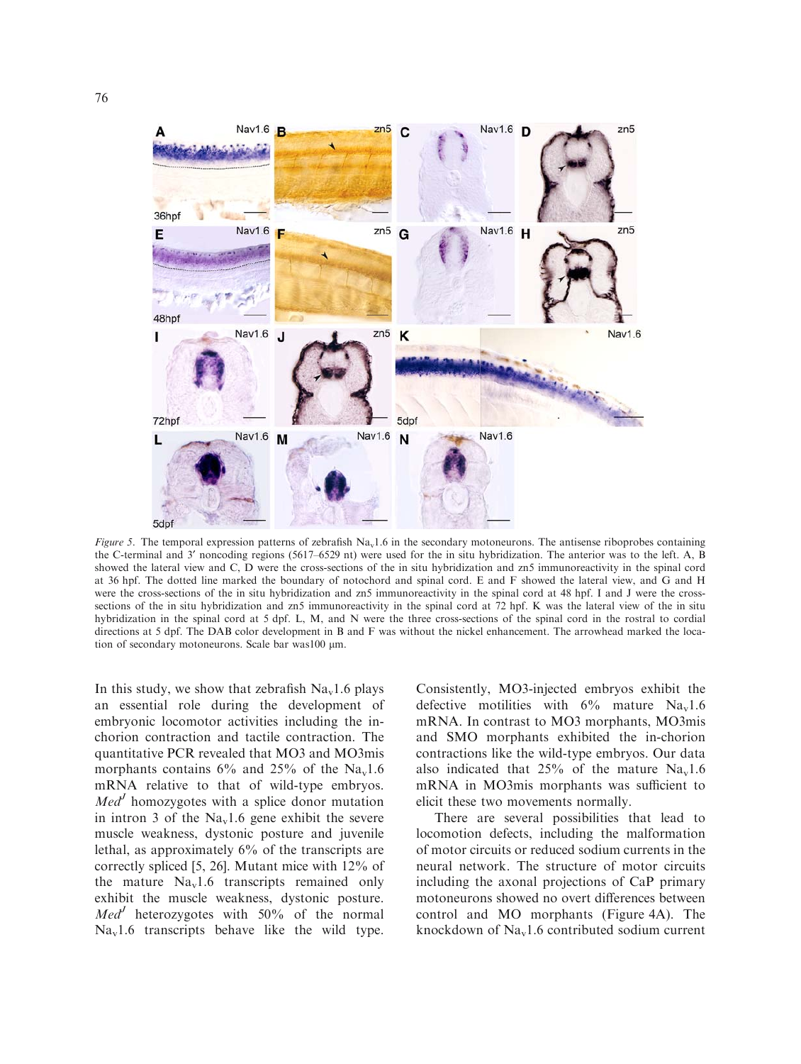*Figure 5*. The temporal expression patterns of zebrafish $Na_v1.6$ in the secondary motoneurons. The antisense riboprobes containing the C-terminal and 3′ noncoding regions (5617–6529 nt) were used for the in situ hybridization. The anterior was to the left. A, B showed the lateral view and C, D were the cross-sections of the in situ hybridization and zn5 immunoreactivity in the spinal cord at 36 hpf. The dotted line marked the boundary of notochord and spinal cord. E and F showed the lateral view, and G and H were the cross-sections of the in situ hybridization and zn5 immunoreactivity in the spinal cord at 48 hpf. I and J were the cross-sections of the in situ hybridization and zn5 immunoreactivity in the spinal cord at 72 hpf. K was the lateral view of the in situ hybridization in the spinal cord at 5 dpf. L, M, and N were the three cross-sections of the spinal cord in the rostral to cordial directions at 5 dpf. The DAB color development in B and F was without the nickel enhancement. The arrowhead marked the location of secondary motoneurons. Scale bar was100 μm.

In this study, we show that zebrafish $Na_v1.6$ plays an essential role during the development of embryonic locomotor activities including the in-chorion contraction and tactile contraction. The quantitative PCR revealed that MO3 and MO3mis morphants contains 6% and 25% of the $Na_v1.6$ mRNA relative to that of wild-type embryos. *Med*$^J$ homozygotes with a splice donor mutation in intron 3 of the $Na_v1.6$ gene exhibit the severe muscle weakness, dystonic posture and juvenile lethal, as approximately 6% of the transcripts are correctly spliced [5, 26]. Mutant mice with 12% of the mature $Na_v1.6$ transcripts remained only exhibit the muscle weakness, dystonic posture. *Med*$^J$ heterozygotes with 50% of the normal $Na_v1.6$ transcripts behave like the wild type. Consistently, MO3-injected embryos exhibit the defective motilities with 6% mature $Na_v1.6$ mRNA. In contrast to MO3 morphants, MO3mis and SMO morphants exhibited the in-chorion contractions like the wild-type embryos. Our data also indicated that 25% of the mature $Na_v1.6$ mRNA in MO3mis morphants was sufficient to elicit these two movements normally.

There are several possibilities that lead to locomotion defects, including the malformation of motor circuits or reduced sodium currents in the neural network. The structure of motor circuits including the axonal projections of CaP primary motoneurons showed no overt differences between control and MO morphants (Figure 4A). The knockdown of $Na_v1.6$ contributed sodium current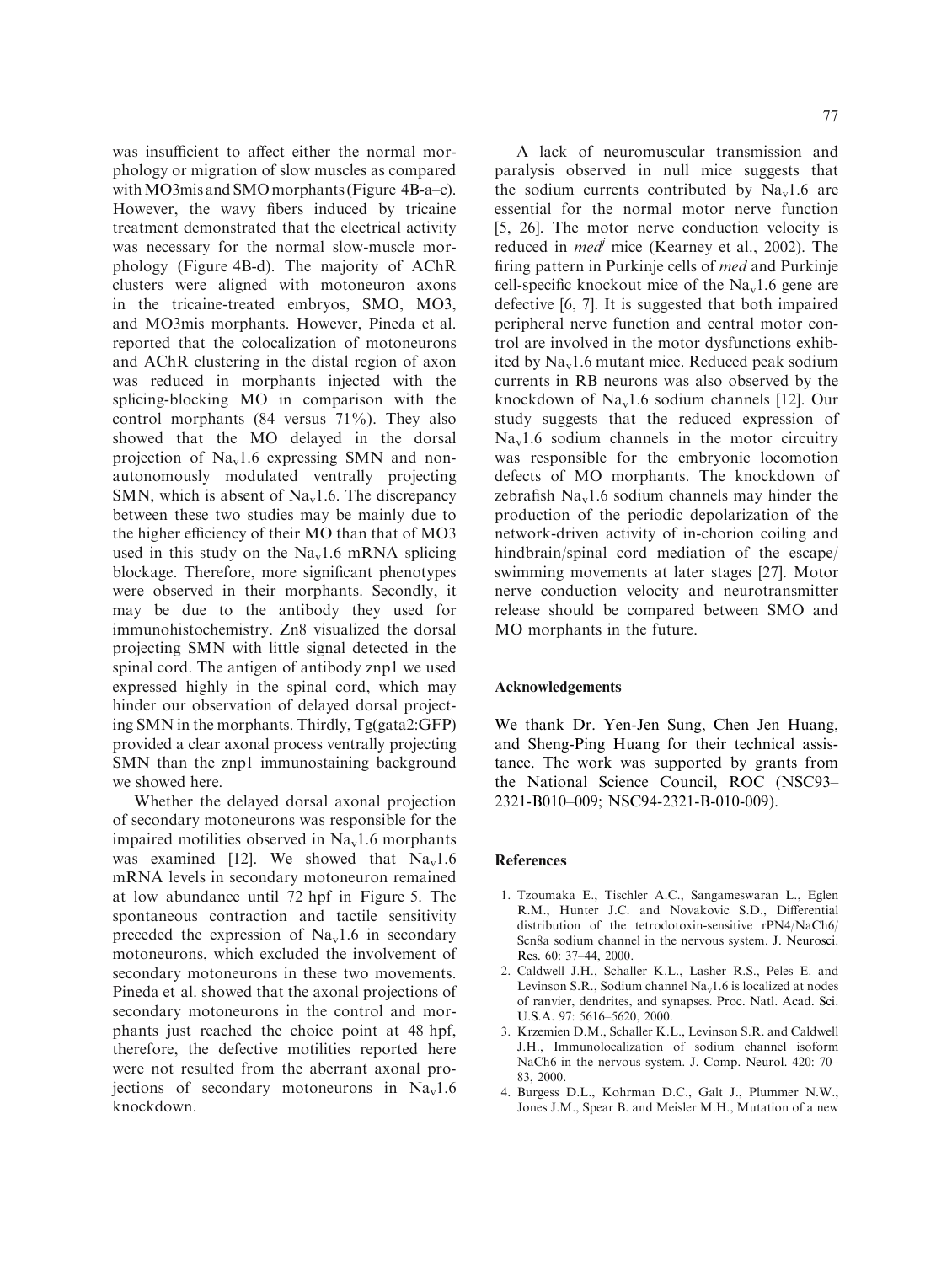was insufficient to affect either the normal morphology or migration of slow muscles as compared with MO3mis and SMO morphants (Figure 4B-a–c). However, the wavy fibers induced by tricaine treatment demonstrated that the electrical activity was necessary for the normal slow-muscle morphology (Figure 4B-d). The majority of AChR clusters were aligned with motoneuron axons in the tricaine-treated embryos, SMO, MO3, and MO3mis morphants. However, Pineda et al. reported that the colocalization of motoneurons and AChR clustering in the distal region of axon was reduced in morphants injected with the splicing-blocking MO in comparison with the control morphants (84 versus 71%). They also showed that the MO delayed in the dorsal projection of $Na_v1.6$ expressing SMN and non-autonomously modulated ventrally projecting SMN, which is absent of $Na_v1.6$. The discrepancy between these two studies may be mainly due to the higher efficiency of their MO than that of MO3 used in this study on the $Na_v1.6$ mRNA splicing blockage. Therefore, more significant phenotypes were observed in their morphants. Secondly, it may be due to the antibody they used for immunohistochemistry. Zn8 visualized the dorsal projecting SMN with little signal detected in the spinal cord. The antigen of antibody znp1 we used expressed highly in the spinal cord, which may hinder our observation of delayed dorsal projecting SMN in the morphants. Thirdly, Tg(gata2:GFP) provided a clear axonal process ventrally projecting SMN than the znp1 immunostaining background we showed here.

Whether the delayed dorsal axonal projection of secondary motoneurons was responsible for the impaired motilities observed in $Na_v1.6$ morphants was examined [12]. We showed that $Na_v1.6$ mRNA levels in secondary motoneuron remained at low abundance until 72 hpf in Figure 5. The spontaneous contraction and tactile sensitivity preceded the expression of $Na_v1.6$ in secondary motoneurons, which excluded the involvement of secondary motoneurons in these two movements. Pineda et al. showed that the axonal projections of secondary motoneurons in the control and morphants just reached the choice point at 48 hpf, therefore, the defective motilities reported here were not resulted from the aberrant axonal projections of secondary motoneurons in $Na_v1.6$ knockdown.

A lack of neuromuscular transmission and paralysis observed in null mice suggests that the sodium currents contributed by $Na_v1.6$ are essential for the normal motor nerve function [5, 26]. The motor nerve conduction velocity is reduced in *med*[j] mice (Kearney et al., 2002). The firing pattern in Purkinje cells of *med* and Purkinje cell-specific knockout mice of the $Na_v1.6$ gene are defective [6, 7]. It is suggested that both impaired peripheral nerve function and central motor control are involved in the motor dysfunctions exhibited by $Na_v1.6$ mutant mice. Reduced peak sodium currents in RB neurons was also observed by the knockdown of $Na_v1.6$ sodium channels [12]. Our study suggests that the reduced expression of $Na_v1.6$ sodium channels in the motor circuitry was responsible for the embryonic locomotion defects of MO morphants. The knockdown of zebrafish $Na_v1.6$ sodium channels may hinder the production of the periodic depolarization of the network-driven activity of in-chorion coiling and hindbrain/spinal cord mediation of the escape/swimming movements at later stages [27]. Motor nerve conduction velocity and neurotransmitter release should be compared between SMO and MO morphants in the future.

## Acknowledgements

We thank Dr. Yen-Jen Sung, Chen Jen Huang, and Sheng-Ping Huang for their technical assistance. The work was supported by grants from the National Science Council, ROC (NSC93–2321-B010–009; NSC94-2321-B-010-009).

## References

1. Tzoumaka E., Tischler A.C., Sangameswaran L., Eglen R.M., Hunter J.C. and Novakovic S.D., Differential distribution of the tetrodotoxin-sensitive rPN4/NaCh6/Scn8a sodium channel in the nervous system. J. Neurosci. Res. 60: 37–44, 2000.
2. Caldwell J.H., Schaller K.L., Lasher R.S., Peles E. and Levinson S.R., Sodium channel $Na_v1.6$ is localized at nodes of ranvier, dendrites, and synapses. Proc. Natl. Acad. Sci. U.S.A. 97: 5616–5620, 2000.
3. Krzemien D.M., Schaller K.L., Levinson S.R. and Caldwell J.H., Immunolocalization of sodium channel isoform NaCh6 in the nervous system. J. Comp. Neurol. 420: 70–83, 2000.
4. Burgess D.L., Kohrman D.C., Galt J., Plummer N.W., Jones J.M., Spear B. and Meisler M.H., Mutation of a new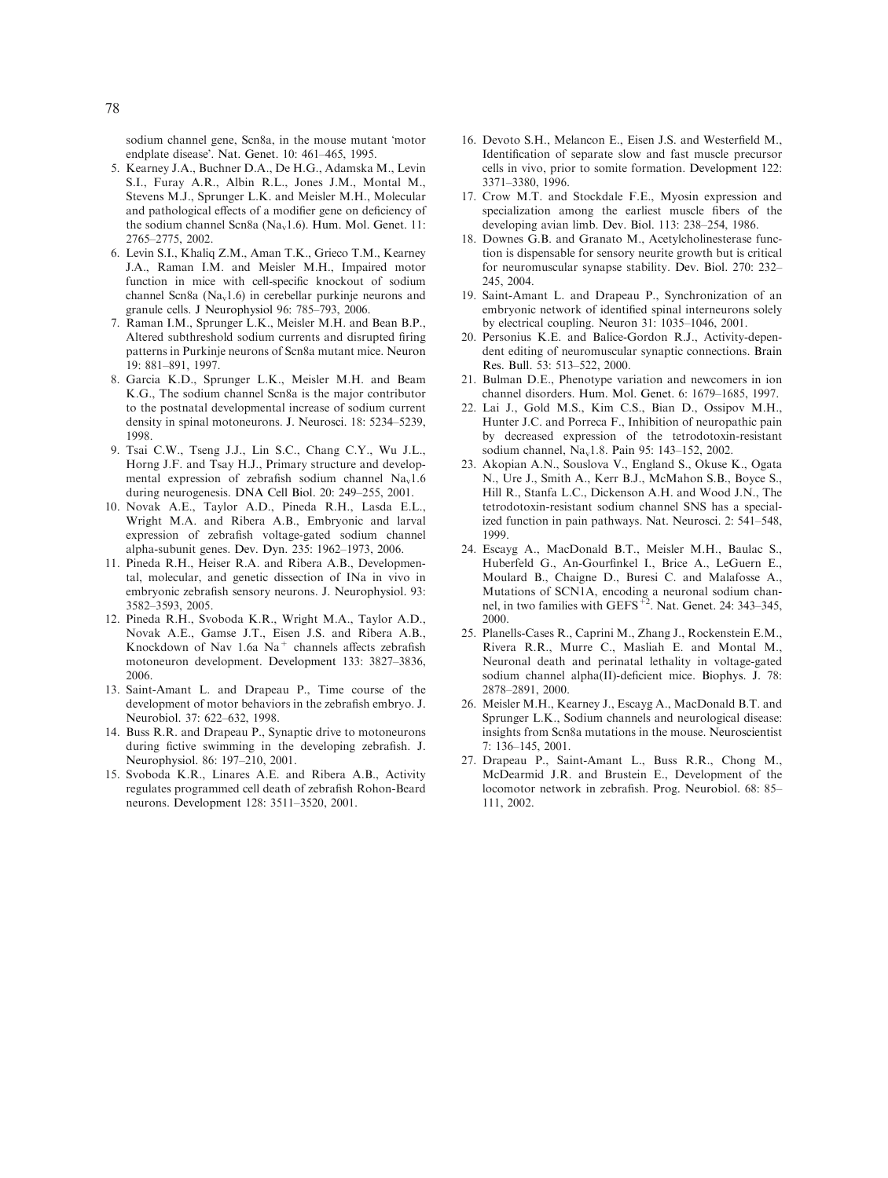sodium channel gene, Scn8a, in the mouse mutant 'motor endplate disease'. Nat. Genet. 10: 461–465, 1995.

5. Kearney J.A., Buchner D.A., De H.G., Adamska M., Levin S.I., Furay A.R., Albin R.L., Jones J.M., Montal M., Stevens M.J., Sprunger L.K. and Meisler M.H., Molecular and pathological effects of a modifier gene on deficiency of the sodium channel Scn8a ($Na_v1.6$). Hum. Mol. Genet. 11: 2765–2775, 2002.
6. Levin S.I., Khaliq Z.M., Aman T.K., Grieco T.M., Kearney J.A., Raman I.M. and Meisler M.H., Impaired motor function in mice with cell-specific knockout of sodium channel Scn8a ($Na_v1.6$) in cerebellar purkinje neurons and granule cells. J Neurophysiol 96: 785–793, 2006.
7. Raman I.M., Sprunger L.K., Meisler M.H. and Bean B.P., Altered subthreshold sodium currents and disrupted firing patterns in Purkinje neurons of Scn8a mutant mice. Neuron 19: 881–891, 1997.
8. Garcia K.D., Sprunger L.K., Meisler M.H. and Beam K.G., The sodium channel Scn8a is the major contributor to the postnatal developmental increase of sodium current density in spinal motoneurons. J. Neurosci. 18: 5234–5239, 1998.
9. Tsai C.W., Tseng J.J., Lin S.C., Chang C.Y., Wu J.L., Horng J.F. and Tsay H.J., Primary structure and developmental expression of zebrafish sodium channel $Na_v1.6$ during neurogenesis. DNA Cell Biol. 20: 249–255, 2001.
10. Novak A.E., Taylor A.D., Pineda R.H., Lasda E.L., Wright M.A. and Ribera A.B., Embryonic and larval expression of zebrafish voltage-gated sodium channel alpha-subunit genes. Dev. Dyn. 235: 1962–1973, 2006.
11. Pineda R.H., Heiser R.A. and Ribera A.B., Developmental, molecular, and genetic dissection of INa in vivo in embryonic zebrafish sensory neurons. J. Neurophysiol. 93: 3582–3593, 2005.
12. Pineda R.H., Svoboda K.R., Wright M.A., Taylor A.D., Novak A.E., Gamse J.T., Eisen J.S. and Ribera A.B., Knockdown of Nav 1.6a $Na^+$ channels affects zebrafish motoneuron development. Development 133: 3827–3836, 2006.
13. Saint-Amant L. and Drapeau P., Time course of the development of motor behaviors in the zebrafish embryo. J. Neurobiol. 37: 622–632, 1998.
14. Buss R.R. and Drapeau P., Synaptic drive to motoneurons during fictive swimming in the developing zebrafish. J. Neurophysiol. 86: 197–210, 2001.
15. Svoboda K.R., Linares A.E. and Ribera A.B., Activity regulates programmed cell death of zebrafish Rohon-Beard neurons. Development 128: 3511–3520, 2001.
16. Devoto S.H., Melancon E., Eisen J.S. and Westerfield M., Identification of separate slow and fast muscle precursor cells in vivo, prior to somite formation. Development 122: 3371–3380, 1996.
17. Crow M.T. and Stockdale F.E., Myosin expression and specialization among the earliest muscle fibers of the developing avian limb. Dev. Biol. 113: 238–254, 1986.
18. Downes G.B. and Granato M., Acetylcholinesterase function is dispensable for sensory neurite growth but is critical for neuromuscular synapse stability. Dev. Biol. 270: 232–245, 2004.
19. Saint-Amant L. and Drapeau P., Synchronization of an embryonic network of identified spinal interneurons solely by electrical coupling. Neuron 31: 1035–1046, 2001.
20. Personius K.E. and Balice-Gordon R.J., Activity-dependent editing of neuromuscular synaptic connections. Brain Res. Bull. 53: 513–522, 2000.
21. Bulman D.E., Phenotype variation and newcomers in ion channel disorders. Hum. Mol. Genet. 6: 1679–1685, 1997.
22. Lai J., Gold M.S., Kim C.S., Bian D., Ossipov M.H., Hunter J.C. and Porreca F., Inhibition of neuropathic pain by decreased expression of the tetrodotoxin-resistant sodium channel, $Na_v1.8$. Pain 95: 143–152, 2002.
23. Akopian A.N., Souslova V., England S., Okuse K., Ogata N., Ure J., Smith A., Kerr B.J., McMahon S.B., Boyce S., Hill R., Stanfa L.C., Dickenson A.H. and Wood J.N., The tetrodotoxin-resistant sodium channel SNS has a specialized function in pain pathways. Nat. Neurosci. 2: 541–548, 1999.
24. Escayg A., MacDonald B.T., Meisler M.H., Baulac S., Huberfeld G., An-Gourfinkel I., Brice A., LeGuern E., Moulard B., Chaigne D., Buresi C. and Malafosse A., Mutations of SCN1A, encoding a neuronal sodium channel, in two families with $GEFS^{+2}$. Nat. Genet. 24: 343–345, 2000.
25. Planells-Cases R., Caprini M., Zhang J., Rockenstein E.M., Rivera R.R., Murre C., Masliah E. and Montal M., Neuronal death and perinatal lethality in voltage-gated sodium channel alpha(II)-deficient mice. Biophys. J. 78: 2878–2891, 2000.
26. Meisler M.H., Kearney J., Escayg A., MacDonald B.T. and Sprunger L.K., Sodium channels and neurological disease: insights from Scn8a mutations in the mouse. Neuroscientist 7: 136–145, 2001.
27. Drapeau P., Saint-Amant L., Buss R.R., Chong M., McDearmid J.R. and Brustein E., Development of the locomotor network in zebrafish. Prog. Neurobiol. 68: 85–111, 2002.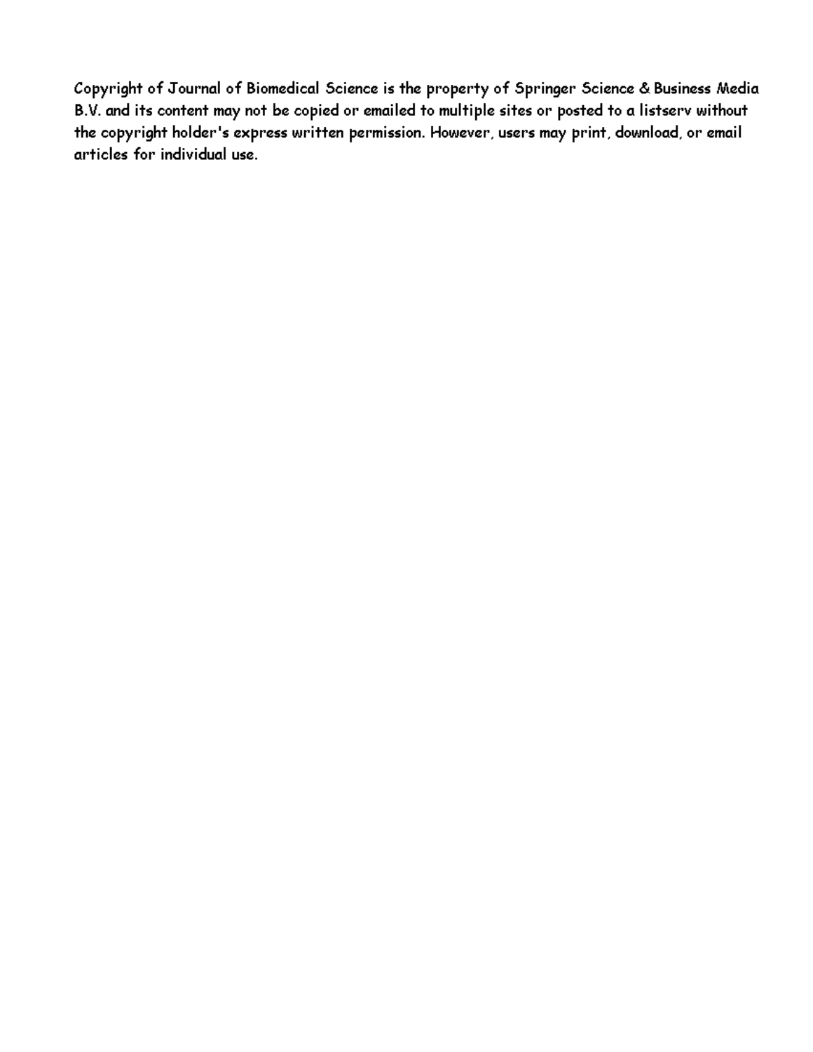Copyright of Journal of Biomedical Science is the property of Springer Science & Business Media B.V. and its content may not be copied or emailed to multiple sites or posted to a listserv without the copyright holder's express written permission. However, users may print, download, or email articles for individual use.